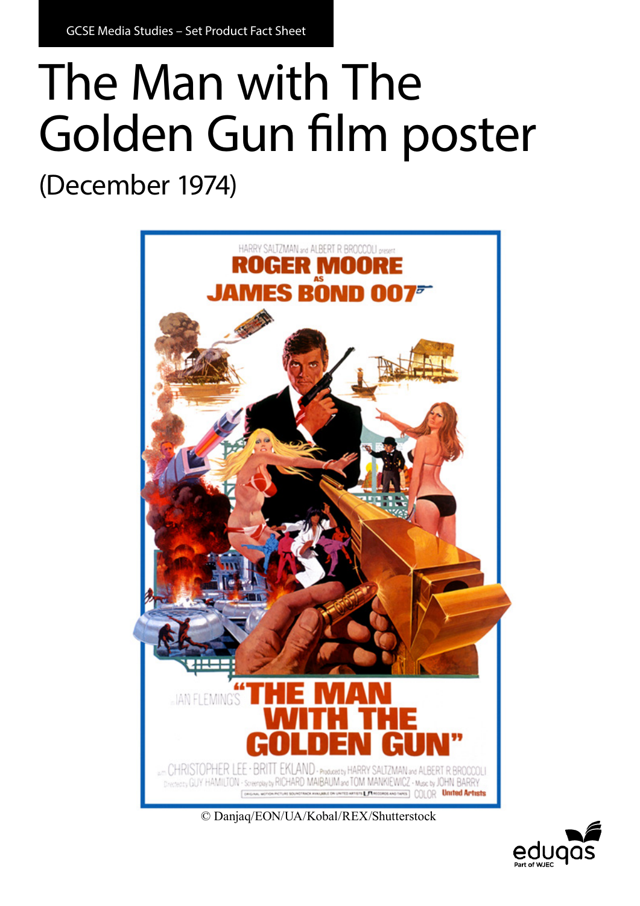GCSE Media Studies – Set Product Fact Sheet

# The Man with The Golden Gun film poster

(December 1974)

© Danjaq/EON/UA/Kobal/REX/Shutterstock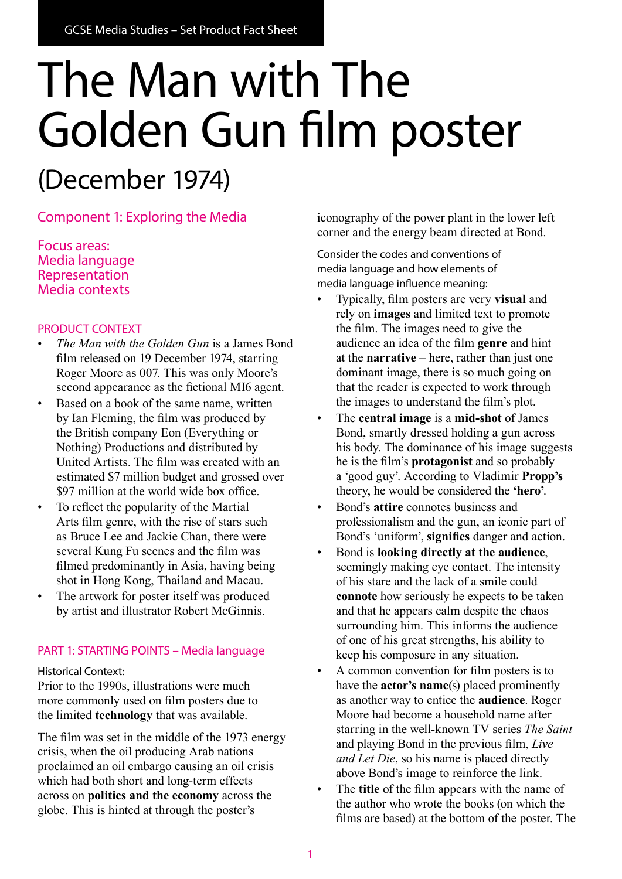GCSE Media Studies – Set Product Fact Sheet

# The Man with The Golden Gun film poster

## (December 1974)

### Component 1: Exploring the Media

### Focus areas:
### Media language
### Representation
### Media contexts

#### PRODUCT CONTEXT

- *The Man with the Golden Gun* is a James Bond film released on 19 December 1974, starring Roger Moore as 007. This was only Moore's second appearance as the fictional MI6 agent.
- Based on a book of the same name, written by Ian Fleming, the film was produced by the British company Eon (Everything or Nothing) Productions and distributed by United Artists. The film was created with an estimated $7 million budget and grossed over $97 million at the world wide box office.
- To reflect the popularity of the Martial Arts film genre, with the rise of stars such as Bruce Lee and Jackie Chan, there were several Kung Fu scenes and the film was filmed predominantly in Asia, having being shot in Hong Kong, Thailand and Macau.
- The artwork for poster itself was produced by artist and illustrator Robert McGinnis.

#### PART 1: STARTING POINTS – Media language

Historical Context:
Prior to the 1990s, illustrations were much more commonly used on film posters due to the limited **technology** that was available.

The film was set in the middle of the 1973 energy crisis, when the oil producing Arab nations proclaimed an oil embargo causing an oil crisis which had both short and long-term effects across on **politics and the economy** across the globe. This is hinted at through the poster's iconography of the power plant in the lower left corner and the energy beam directed at Bond.

Consider the codes and conventions of media language and how elements of media language influence meaning:

- Typically, film posters are very **visual** and rely on **images** and limited text to promote the film. The images need to give the audience an idea of the film **genre** and hint at the **narrative** – here, rather than just one dominant image, there is so much going on that the reader is expected to work through the images to understand the film's plot.
- The **central image** is a **mid-shot** of James Bond, smartly dressed holding a gun across his body. The dominance of his image suggests he is the film's **protagonist** and so probably a 'good guy'. According to Vladimir **Propp's** theory, he would be considered the **'hero'**.
- Bond's **attire** connotes business and professionalism and the gun, an iconic part of Bond's 'uniform', **signifies** danger and action.
- Bond is **looking directly at the audience**, seemingly making eye contact. The intensity of his stare and the lack of a smile could **connote** how seriously he expects to be taken and that he appears calm despite the chaos surrounding him. This informs the audience of one of his great strengths, his ability to keep his composure in any situation.
- A common convention for film posters is to have the **actor's name**(s) placed prominently as another way to entice the **audience**. Roger Moore had become a household name after starring in the well-known TV series *The Saint* and playing Bond in the previous film, *Live and Let Die*, so his name is placed directly above Bond's image to reinforce the link.
- The **title** of the film appears with the name of the author who wrote the books (on which the films are based) at the bottom of the poster. The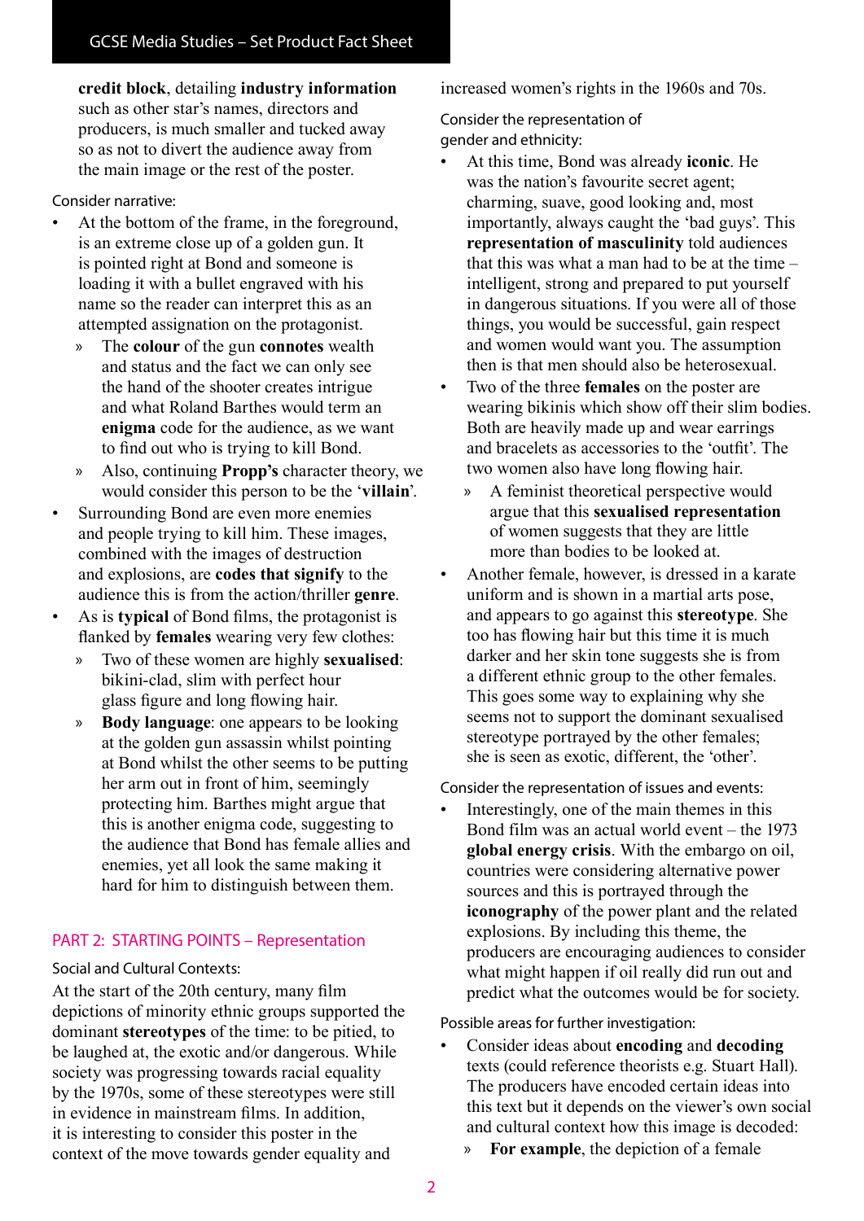credit block, detailing **industry information** such as other star's names, directors and producers, is much smaller and tucked away so as not to divert the audience away from the main image or the rest of the poster.

Consider narrative:

- At the bottom of the frame, in the foreground, is an extreme close up of a golden gun. It is pointed right at Bond and someone is loading it with a bullet engraved with his name so the reader can interpret this as an attempted assignation on the protagonist.
  - The **colour** of the gun **connotes** wealth and status and the fact we can only see the hand of the shooter creates intrigue and what Roland Barthes would term an **enigma** code for the audience, as we want to find out who is trying to kill Bond.
  - Also, continuing **Propp's** character theory, we would consider this person to be the '**villain**'.
- Surrounding Bond are even more enemies and people trying to kill him. These images, combined with the images of destruction and explosions, are **codes that signify** to the audience this is from the action/thriller **genre**.
- As is **typical** of Bond films, the protagonist is flanked by **females** wearing very few clothes:
  - Two of these women are highly **sexualised**: bikini-clad, slim with perfect hour glass figure and long flowing hair.
  - **Body language**: one appears to be looking at the golden gun assassin whilst pointing at Bond whilst the other seems to be putting her arm out in front of him, seemingly protecting him. Barthes might argue that this is another enigma code, suggesting to the audience that Bond has female allies and enemies, yet all look the same making it hard for him to distinguish between them.

## PART 2: STARTING POINTS – Representation

Social and Cultural Contexts:

At the start of the 20th century, many film depictions of minority ethnic groups supported the dominant **stereotypes** of the time: to be pitied, to be laughed at, the exotic and/or dangerous. While society was progressing towards racial equality by the 1970s, some of these stereotypes were still in evidence in mainstream films. In addition, it is interesting to consider this poster in the context of the move towards gender equality and increased women's rights in the 1960s and 70s.

Consider the representation of gender and ethnicity:

- At this time, Bond was already **iconic**. He was the nation's favourite secret agent; charming, suave, good looking and, most importantly, always caught the 'bad guys'. This **representation of masculinity** told audiences that this was what a man had to be at the time – intelligent, strong and prepared to put yourself in dangerous situations. If you were all of those things, you would be successful, gain respect and women would want you. The assumption then is that men should also be heterosexual.
- Two of the three **females** on the poster are wearing bikinis which show off their slim bodies. Both are heavily made up and wear earrings and bracelets as accessories to the 'outfit'. The two women also have long flowing hair.
  - A feminist theoretical perspective would argue that this **sexualised representation** of women suggests that they are little more than bodies to be looked at.
- Another female, however, is dressed in a karate uniform and is shown in a martial arts pose, and appears to go against this **stereotype**. She too has flowing hair but this time it is much darker and her skin tone suggests she is from a different ethnic group to the other females. This goes some way to explaining why she seems not to support the dominant sexualised stereotype portrayed by the other females; she is seen as exotic, different, the 'other'.

Consider the representation of issues and events:

- Interestingly, one of the main themes in this Bond film was an actual world event – the 1973 **global energy crisis**. With the embargo on oil, countries were considering alternative power sources and this is portrayed through the **iconography** of the power plant and the related explosions. By including this theme, the producers are encouraging audiences to consider what might happen if oil really did run out and predict what the outcomes would be for society.

Possible areas for further investigation:

- Consider ideas about **encoding** and **decoding** texts (could reference theorists e.g. Stuart Hall). The producers have encoded certain ideas into this text but it depends on the viewer's own social and cultural context how this image is decoded:
  - **For example**, the depiction of a female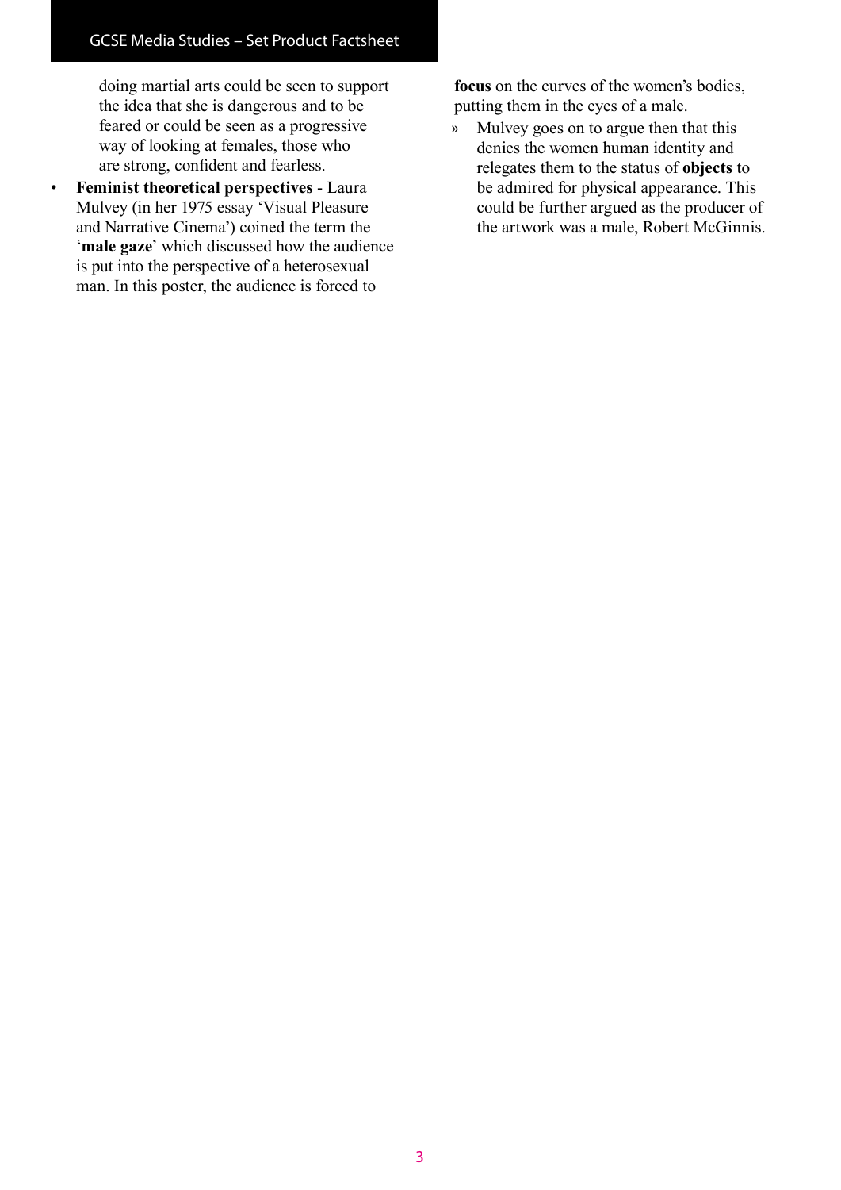doing martial arts could be seen to support the idea that she is dangerous and to be feared or could be seen as a progressive way of looking at females, those who are strong, confident and fearless.

- **Feminist theoretical perspectives** - Laura Mulvey (in her 1975 essay 'Visual Pleasure and Narrative Cinema') coined the term the '**male gaze**' which discussed how the audience is put into the perspective of a heterosexual man. In this poster, the audience is forced to **focus** on the curves of the women's bodies, putting them in the eyes of a male.
  - Mulvey goes on to argue then that this denies the women human identity and relegates them to the status of **objects** to be admired for physical appearance. This could be further argued as the producer of the artwork was a male, Robert McGinnis.